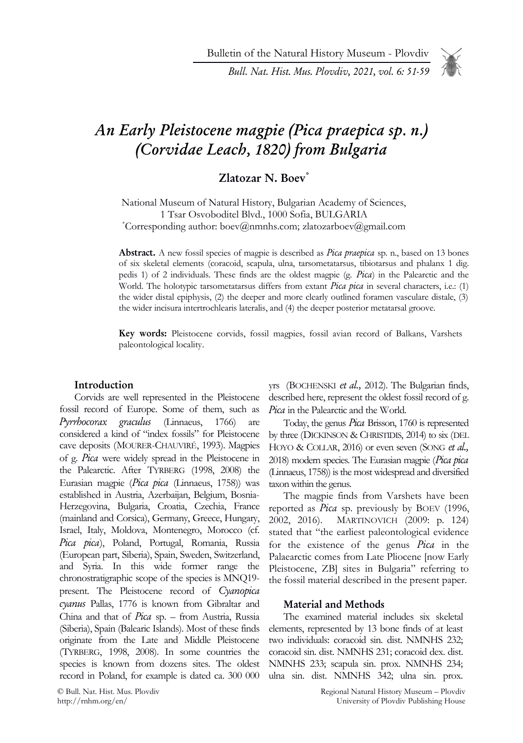# An Early Pleistocene magpie (*Pica praepica* sp. n.) (Corvidae Leach, 1820) from Bulgaria

**Zlatozar N. Boev***

National Museum of Natural History, Bulgarian Academy of Sciences,
1 Tsar Osvoboditel Blvd., 1000 Sofia, BULGARIA
*Corresponding author: boev@nmnhs.com; zlatozarboev@gmail.com

**Abstract.** A new fossil species of magpie is described as *Pica praepica* sp. n., based on 13 bones of six skeletal elements (coracoid, scapula, ulna, tarsometatarsus, tibiotarsus and phalanx 1 dig. pedis 1) of 2 individuals. These finds are the oldest magpie (g. *Pica*) in the Palearctic and the World. The holotypic tarsometatarsus differs from extant *Pica pica* in several characters, i.e.: (1) the wider distal epiphysis, (2) the deeper and more clearly outlined foramen vasculare distale, (3) the wider incisura intertrochlearis lateralis, and (4) the deeper posterior metatarsal groove.

**Key words:** Pleistocene corvids, fossil magpies, fossil avian record of Balkans, Varshets paleontological locality.

## Introduction

Corvids are well represented in the Pleistocene fossil record of Europe. Some of them, such as *Pyrrhocorax graculus* (Linnaeus, 1766) are considered a kind of "index fossils" for Pleistocene cave deposits (MOURER-CHAUVIRÉ, 1993). Magpies of g. *Pica* were widely spread in the Pleistocene in the Palearctic. After TYRBERG (1998, 2008) the Eurasian magpie (*Pica pica* (Linnaeus, 1758)) was established in Austria, Azerbaijan, Belgium, Bosnia-Herzegovina, Bulgaria, Croatia, Czechia, France (mainland and Corsica), Germany, Greece, Hungary, Israel, Italy, Moldova, Montenegro, Morocco (cf. *Pica pica*), Poland, Portugal, Romania, Russia (European part, Siberia), Spain, Sweden, Switzerland, and Syria. In this wide former range the chronostratigraphic scope of the species is MNQ19-present. The Pleistocene record of *Cyanopica cyanus* Pallas, 1776 is known from Gibraltar and China and that of *Pica* sp. – from Austria, Russia (Siberia), Spain (Balearic Islands). Most of these finds originate from the Late and Middle Pleistocene (TYRBERG, 1998, 2008). In some countries the species is known from dozens sites. The oldest record in Poland, for example is dated ca. 300 000 yrs (BOCHENSKI *et al.*, 2012). The Bulgarian finds, described here, represent the oldest fossil record of g. *Pica* in the Palearctic and the World.

Today, the genus *Pica* Brisson, 1760 is represented by three (DICKINSON & CHRISTIDIS, 2014) to six (DEL HOYO & COLLAR, 2016) or even seven (SONG *et al.*, 2018) modern species. The Eurasian magpie (*Pica pica* (Linnaeus, 1758)) is the most widespread and diversified taxon within the genus.

The magpie finds from Varshets have been reported as *Pica* sp. previously by BOEV (1996, 2002, 2016). MARTINOVICH (2009: p. 124) stated that "the earliest paleontological evidence for the existence of the genus *Pica* in the Palaearctic comes from Late Pliocene [now Early Pleistocene, ZB] sites in Bulgaria" referring to the fossil material described in the present paper.

## Material and Methods

The examined material includes six skeletal elements, represented by 13 bone finds of at least two individuals: coracoid sin. dist. NMNHS 232; coracoid sin. dist. NMNHS 231; coracoid dex. dist. NMNHS 233; scapula sin. prox. NMNHS 234; ulna sin. dist. NMNHS 342; ulna sin. prox.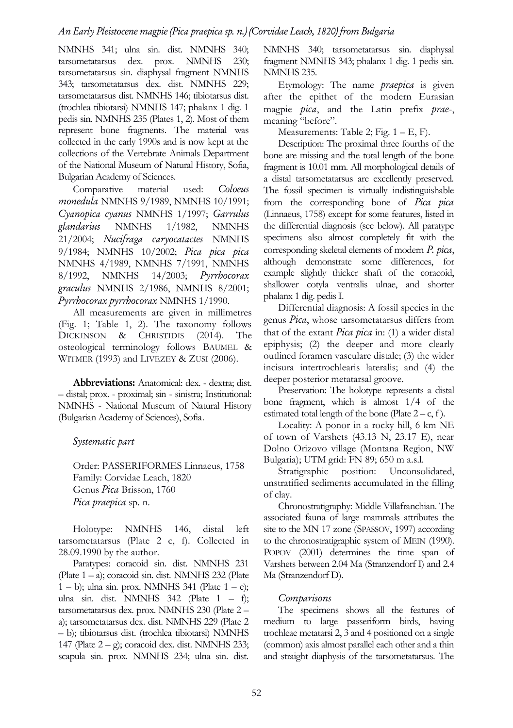NMNHS 341; ulna sin. dist. NMNHS 340; tarsometatarsus dex. prox. NMNHS 230; tarsometatarsus sin. diaphysal fragment NMNHS 343; tarsometatarsus dex. dist. NMNHS 229; tarsometatarsus dist. NMNHS 146; tibiotarsus dist. (trochlea tibiotarsi) NMNHS 147; phalanx 1 dig. 1 pedis sin. NMNHS 235 (Plates 1, 2). Most of them represent bone fragments. The material was collected in the early 1990s and is now kept at the collections of the Vertebrate Animals Department of the National Museum of Natural History, Sofia, Bulgarian Academy of Sciences.

Comparative material used: *Coloeus monedula* NMNHS 9/1989, NMNHS 10/1991; *Cyanopica cyanus* NMNHS 1/1997; *Garrulus glandarius* NMNHS 1/1982, NMNHS 21/2004; *Nucifraga caryocatactes* NMNHS 9/1984; NMNHS 10/2002; *Pica pica pica* NMNHS 4/1989, NMNHS 7/1991, NMNHS 8/1992, NMNHS 14/2003; *Pyrrhocorax graculus* NMNHS 2/1986, NMNHS 8/2001; *Pyrrhocorax pyrrhocorax* NMNHS 1/1990.

All measurements are given in millimetres (Fig. 1; Table 1, 2). The taxonomy follows Dickinson & Christidis (2014). The osteological terminology follows Baumel & Witmer (1993) and Livezey & Zusi (2006).

**Abbreviations:** Anatomical: dex. - dextra; dist. – distal; prox. - proximal; sin - sinistra; Institutional: NMNHS - National Museum of Natural History (Bulgarian Academy of Sciences), Sofia.

## *Systematic part*

Order: PASSERIFORMES Linnaeus, 1758
Family: Corvidae Leach, 1820
Genus *Pica* Brisson, 1760
*Pica praepica* sp. n.

Holotype: NMNHS 146, distal left tarsometatarsus (Plate 2 c, f). Collected in 28.09.1990 by the author.

Paratypes: coracoid sin. dist. NMNHS 231 (Plate 1 – a); coracoid sin. dist. NMNHS 232 (Plate 1 – b); ulna sin. prox. NMNHS 341 (Plate 1 – e); ulna sin. dist. NMNHS 342 (Plate 1 – f); tarsometatarsus dex. prox. NMNHS 230 (Plate 2 – a); tarsometatarsus dex. dist. NMNHS 229 (Plate 2 – b); tibiotarsus dist. (trochlea tibiotarsi) NMNHS 147 (Plate 2 – g); coracoid dex. dist. NMNHS 233; scapula sin. prox. NMNHS 234; ulna sin. dist. NMNHS 340; tarsometatarsus sin. diaphysal fragment NMNHS 343; phalanx 1 dig. 1 pedis sin. NMNHS 235.

Etymology: The name *praepica* is given after the epithet of the modern Eurasian magpie *pica*, and the Latin prefix *prae*-, meaning "before".

Measurements: Table 2; Fig. 1 – E, F).

Description: The proximal three fourths of the bone are missing and the total length of the bone fragment is 10.01 mm. All morphological details of a distal tarsometatarsus are excellently preserved. The fossil specimen is virtually indistinguishable from the corresponding bone of *Pica pica* (Linnaeus, 1758) except for some features, listed in the differential diagnosis (see below). All paratype specimens also almost completely fit with the corresponding skeletal elements of modern *P. pica*, although demonstrate some differences, for example slightly thicker shaft of the coracoid, shallower cotyla ventralis ulnae, and shorter phalanx 1 dig. pedis I.

Differential diagnosis: A fossil species in the genus *Pica*, whose tarsometatarsus differs from that of the extant *Pica pica* in: (1) a wider distal epiphysis; (2) the deeper and more clearly outlined foramen vasculare distale; (3) the wider incisura intertrochlearis lateralis; and (4) the deeper posterior metatarsal groove.

Preservation: The holotype represents a distal bone fragment, which is almost 1/4 of the estimated total length of the bone (Plate 2 – c, f).

Locality: A ponor in a rocky hill, 6 km NE of town of Varshets (43.13 N, 23.17 E), near Dolno Orizovo village (Montana Region, NW Bulgaria); UTM grid: FN 89; 650 m a.s.l.

Stratigraphic position: Unconsolidated, unstratified sediments accumulated in the filling of clay.

Chronostratigraphy: Middle Villafranchian. The associated fauna of large mammals attributes the site to the MN 17 zone (Spassov, 1997) according to the chronostratigraphic system of Mein (1990). Popov (2001) determines the time span of Varshets between 2.04 Ma (Stranzendorf I) and 2.4 Ma (Stranzendorf D).

## *Comparisons*

The specimens shows all the features of medium to large passeriform birds, having trochleae metatarsi 2, 3 and 4 positioned on a single (common) axis almost parallel each other and a thin and straight diaphysis of the tarsometatarsus. The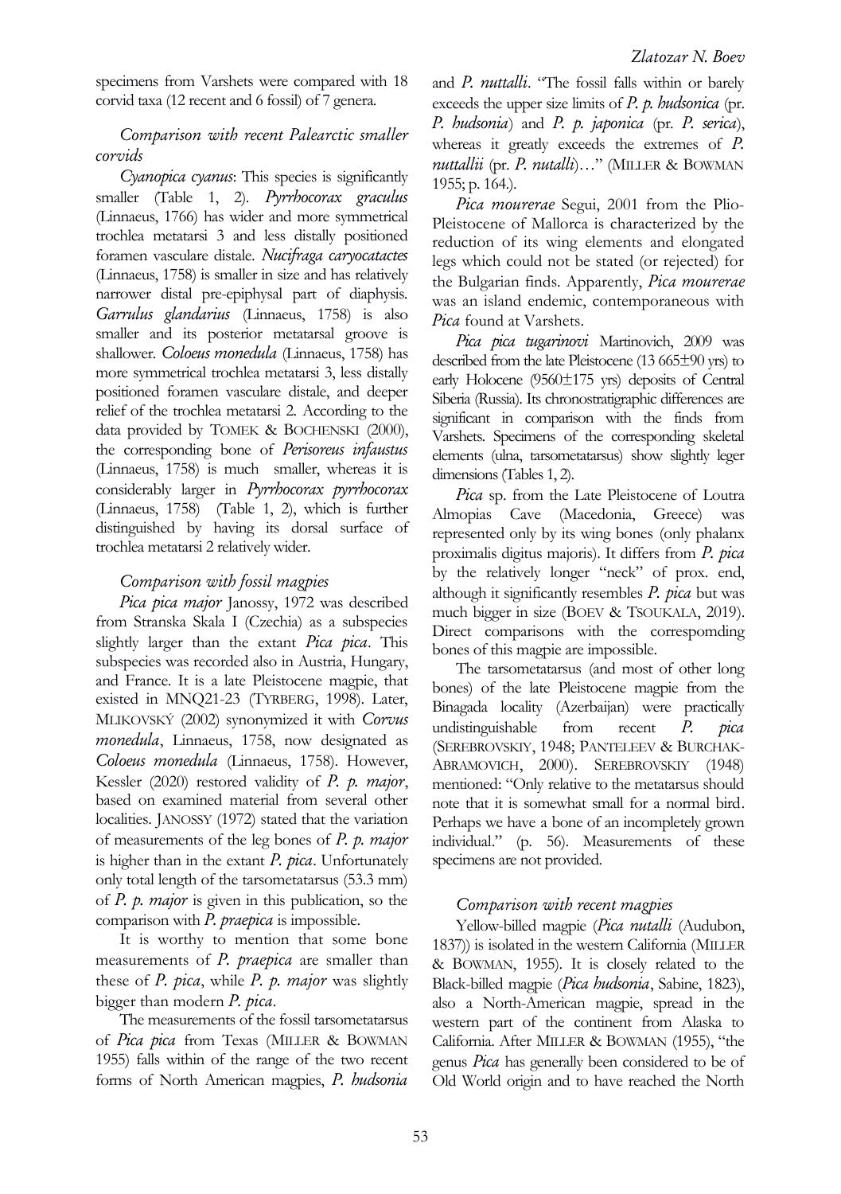specimens from Varshets were compared with 18 corvid taxa (12 recent and 6 fossil) of 7 genera.

### *Comparison with recent Palearctic smaller corvids*

*Cyanopica cyanus*: This species is significantly smaller (Table 1, 2). *Pyrrhocorax graculus* (Linnaeus, 1766) has wider and more symmetrical trochlea metatarsi 3 and less distally positioned foramen vasculare distale. *Nucifraga caryocatactes* (Linnaeus, 1758) is smaller in size and has relatively narrower distal pre-epiphysal part of diaphysis. *Garrulus glandarius* (Linnaeus, 1758) is also smaller and its posterior metatarsal groove is shallower. *Coloeus monedula* (Linnaeus, 1758) has more symmetrical trochlea metatarsi 3, less distally positioned foramen vasculare distale, and deeper relief of the trochlea metatarsi 2. According to the data provided by TOMEK & BOCHENSKI (2000), the corresponding bone of *Perisoreus infaustus* (Linnaeus, 1758) is much smaller, whereas it is considerably larger in *Pyrrhocorax pyrrhocorax* (Linnaeus, 1758) (Table 1, 2), which is further distinguished by having its dorsal surface of trochlea metatarsi 2 relatively wider.

### *Comparison with fossil magpies*

*Pica pica major* Janossy, 1972 was described from Stranska Skala I (Czechia) as a subspecies slightly larger than the extant *Pica pica*. This subspecies was recorded also in Austria, Hungary, and France. It is a late Pleistocene magpie, that existed in MNQ21-23 (TYRBERG, 1998). Later, MLIKOVSKÝ (2002) synonymized it with *Corvus monedula*, Linnaeus, 1758, now designated as *Coloeus monedula* (Linnaeus, 1758). However, Kessler (2020) restored validity of *P. p. major*, based on examined material from several other localities. JANOSSY (1972) stated that the variation of measurements of the leg bones of *P. p. major* is higher than in the extant *P. pica*. Unfortunately only total length of the tarsometatarsus (53.3 mm) of *P. p. major* is given in this publication, so the comparison with *P. praepica* is impossible.

It is worthy to mention that some bone measurements of *P. praepica* are smaller than these of *P. pica*, while *P. p. major* was slightly bigger than modern *P. pica*.

The measurements of the fossil tarsometatarsus of *Pica pica* from Texas (MILLER & BOWMAN 1955) falls within of the range of the two recent forms of North American magpies, *P. hudsonia* and *P. nuttalli*. "The fossil falls within or barely exceeds the upper size limits of *P. p. hudsonica* (pr. *P. hudsonia*) and *P. p. japonica* (pr. *P. serica*), whereas it greatly exceeds the extremes of *P. nuttallii* (pr. *P. nutalli*)…" (MILLER & BOWMAN 1955; p. 164.).

*Pica mourerae* Segui, 2001 from the Plio-Pleistocene of Mallorca is characterized by the reduction of its wing elements and elongated legs which could not be stated (or rejected) for the Bulgarian finds. Apparently, *Pica mourerae* was an island endemic, contemporaneous with *Pica* found at Varshets.

*Pica pica tugarinovi* Martinovich, 2009 was described from the late Pleistocene (13 665±90 yrs) to early Holocene (9560±175 yrs) deposits of Central Siberia (Russia). Its chronostratigraphic differences are significant in comparison with the finds from Varshets. Specimens of the corresponding skeletal elements (ulna, tarsometatarsus) show slightly leger dimensions (Tables 1, 2).

*Pica* sp. from the Late Pleistocene of Loutra Almopias Cave (Macedonia, Greece) was represented only by its wing bones (only phalanx proximalis digitus majoris). It differs from *P. pica* by the relatively longer "neck" of prox. end, although it significantly resembles *P. pica* but was much bigger in size (BOEV & TSOUKALA, 2019). Direct comparisons with the correspomding bones of this magpie are impossible.

The tarsometatarsus (and most of other long bones) of the late Pleistocene magpie from the Binagada locality (Azerbaijan) were practically undistinguishable from recent *P. pica* (SEREBROVSKIY, 1948; PANTELEEV & BURCHAK-ABRAMOVICH, 2000). SEREBROVSKIY (1948) mentioned: "Only relative to the metatarsus should note that it is somewhat small for a normal bird. Perhaps we have a bone of an incompletely grown individual." (p. 56). Measurements of these specimens are not provided.

### *Comparison with recent magpies*

Yellow-billed magpie (*Pica nutalli* (Audubon, 1837)) is isolated in the western California (MILLER & BOWMAN, 1955). It is closely related to the Black-billed magpie (*Pica hudsonia*, Sabine, 1823), also a North-American magpie, spread in the western part of the continent from Alaska to California. After MILLER & BOWMAN (1955), "the genus *Pica* has generally been considered to be of Old World origin and to have reached the North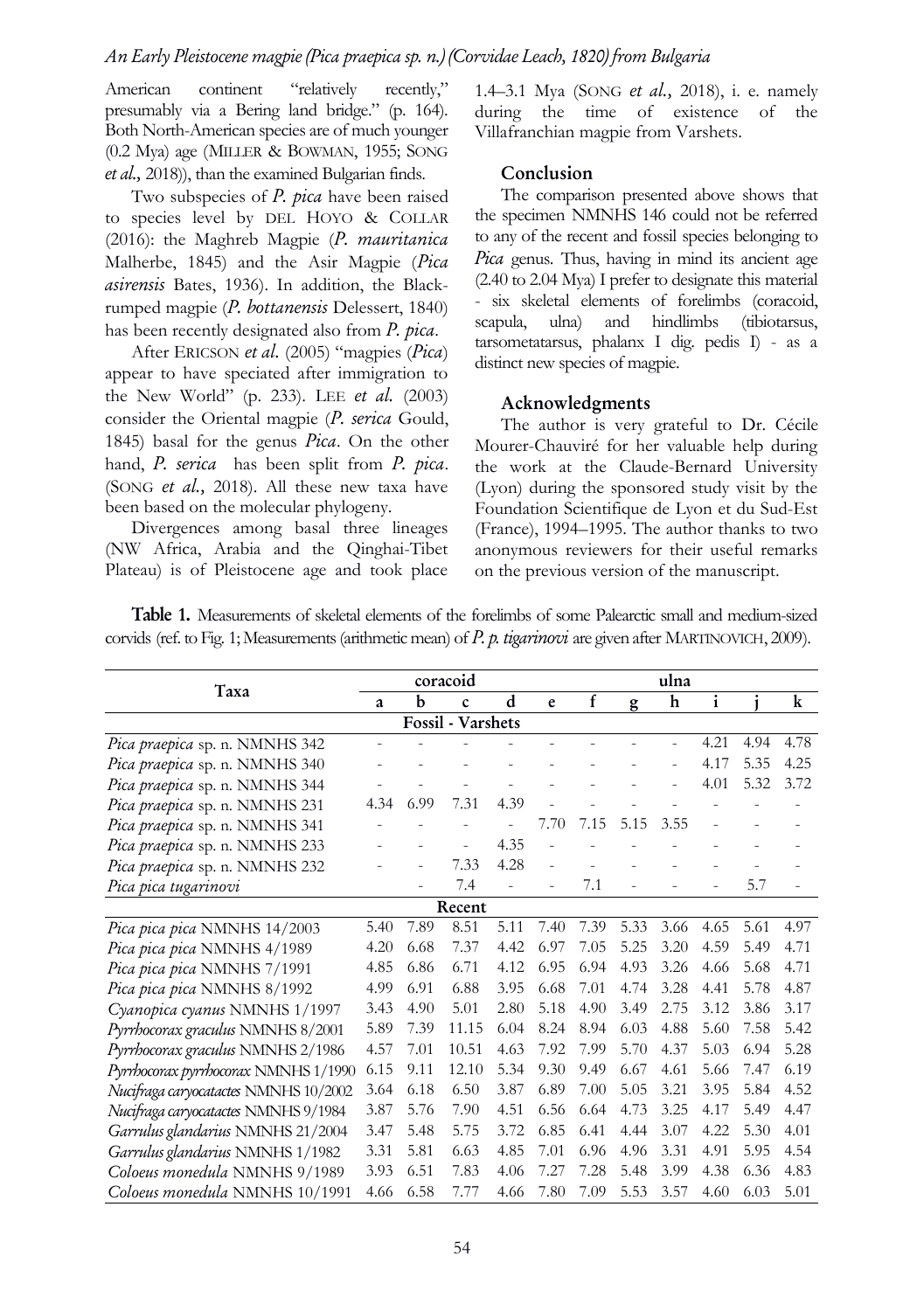American continent "relatively recently," presumably via a Bering land bridge." (p. 164). Both North-American species are of much younger (0.2 Mya) age (MILLER & BOWMAN, 1955; SONG *et al.*, 2018)), than the examined Bulgarian finds.

Two subspecies of *P. pica* have been raised to species level by DEL HOYO & COLLAR (2016): the Maghreb Magpie (*P. mauritanica* Malherbe, 1845) and the Asir Magpie (*Pica asirensis* Bates, 1936). In addition, the Black-rumped magpie (*P. bottanensis* Delessert, 1840) has been recently designated also from *P. pica*.

After ERICSON *et al.* (2005) "magpies (*Pica*) appear to have speciated after immigration to the New World" (p. 233). LEE *et al.* (2003) consider the Oriental magpie (*P. serica* Gould, 1845) basal for the genus *Pica*. On the other hand, *P. serica* has been split from *P. pica*. (SONG *et al.*, 2018). All these new taxa have been based on the molecular phylogeny.

Divergences among basal three lineages (NW Africa, Arabia and the Qinghai-Tibet Plateau) is of Pleistocene age and took place 1.4–3.1 Mya (SONG *et al.*, 2018), i. e. namely during the time of existence of the Villafranchian magpie from Varshets.

## Conclusion

The comparison presented above shows that the specimen NMNHS 146 could not be referred to any of the recent and fossil species belonging to *Pica* genus. Thus, having in mind its ancient age (2.40 to 2.04 Mya) I prefer to designate this material - six skeletal elements of forelimbs (coracoid, scapula, ulna) and hindlimbs (tibiotarsus, tarsometatarsus, phalanx I dig. pedis I) - as a distinct new species of magpie.

## Acknowledgments

The author is very grateful to Dr. Cécile Mourer-Chauviré for her valuable help during the work at the Claude-Bernard University (Lyon) during the sponsored study visit by the Foundation Scientifique de Lyon et du Sud-Est (France), 1994–1995. The author thanks to two anonymous reviewers for their useful remarks on the previous version of the manuscript.

**Table 1.** Measurements of skeletal elements of the forelimbs of some Palearctic small and medium-sized corvids (ref. to Fig. 1; Measurements (arithmetic mean) of *P. p. tigarinovi* are given after MARTINOVICH, 2009).

| Taxa | coracoid | | | | ulna | | | | | | |
|---|---|---|---|---|---|---|---|---|---|---|---|
| | a | b | c | d | e | f | g | h | i | j | k |
| **Fossil - Varshets** | | | | | | | | | | | |
| *Pica praepica* sp. n. NMNHS 342 | - | - | - | - | - | - | - | - | 4.21 | 4.94 | 4.78 |
| *Pica praepica* sp. n. NMNHS 340 | - | - | - | - | - | - | - | - | 4.17 | 5.35 | 4.25 |
| *Pica praepica* sp. n. NMNHS 344 | - | - | - | - | - | - | - | - | 4.01 | 5.32 | 3.72 |
| *Pica praepica* sp. n. NMNHS 231 | 4.34 | 6.99 | 7.31 | 4.39 | - | - | - | - | - | - | - |
| *Pica praepica* sp. n. NMNHS 341 | - | - | - | - | 7.70 | 7.15 | 5.15 | 3.55 | - | - | - |
| *Pica praepica* sp. n. NMNHS 233 | - | - | - | 4.35 | - | - | - | - | - | - | - |
| *Pica praepica* sp. n. NMNHS 232 | - | - | 7.33 | 4.28 | - | - | - | - | - | - | - |
| *Pica pica tugarinovi* | | - | 7.4 | - | - | 7.1 | - | - | - | 5.7 | - |
| **Recent** | | | | | | | | | | | |
| *Pica pica pica* NMNHS 14/2003 | 5.40 | 7.89 | 8.51 | 5.11 | 7.40 | 7.39 | 5.33 | 3.66 | 4.65 | 5.61 | 4.97 |
| *Pica pica pica* NMNHS 4/1989 | 4.20 | 6.68 | 7.37 | 4.42 | 6.97 | 7.05 | 5.25 | 3.20 | 4.59 | 5.49 | 4.71 |
| *Pica pica pica* NMNHS 7/1991 | 4.85 | 6.86 | 6.71 | 4.12 | 6.95 | 6.94 | 4.93 | 3.26 | 4.66 | 5.68 | 4.71 |
| *Pica pica pica* NMNHS 8/1992 | 4.99 | 6.91 | 6.88 | 3.95 | 6.68 | 7.01 | 4.74 | 3.28 | 4.41 | 5.78 | 4.87 |
| *Cyanopica cyanus* NMNHS 1/1997 | 3.43 | 4.90 | 5.01 | 2.80 | 5.18 | 4.90 | 3.49 | 2.75 | 3.12 | 3.86 | 3.17 |
| *Pyrrhocorax graculus* NMNHS 8/2001 | 5.89 | 7.39 | 11.15 | 6.04 | 8.24 | 8.94 | 6.03 | 4.88 | 5.60 | 7.58 | 5.42 |
| *Pyrrhocorax graculus* NMNHS 2/1986 | 4.57 | 7.01 | 10.51 | 4.63 | 7.92 | 7.99 | 5.70 | 4.37 | 5.03 | 6.94 | 5.28 |
| *Pyrrhocorax pyrrhocorax* NMNHS 1/1990 | 6.15 | 9.11 | 12.10 | 5.34 | 9.30 | 9.49 | 6.67 | 4.61 | 5.66 | 7.47 | 6.19 |
| *Nucifraga caryocatactes* NMNHS 10/2002 | 3.64 | 6.18 | 6.50 | 3.87 | 6.89 | 7.00 | 5.05 | 3.21 | 3.95 | 5.84 | 4.52 |
| *Nucifraga caryocatactes* NMNHS 9/1984 | 3.87 | 5.76 | 7.90 | 4.51 | 6.56 | 6.64 | 4.73 | 3.25 | 4.17 | 5.49 | 4.47 |
| *Garrulus glandarius* NMNHS 21/2004 | 3.47 | 5.48 | 5.75 | 3.72 | 6.85 | 6.41 | 4.44 | 3.07 | 4.22 | 5.30 | 4.01 |
| *Garrulus glandarius* NMNHS 1/1982 | 3.31 | 5.81 | 6.63 | 4.85 | 7.01 | 6.96 | 4.96 | 3.31 | 4.91 | 5.95 | 4.54 |
| *Coloeus monedula* NMNHS 9/1989 | 3.93 | 6.51 | 7.83 | 4.06 | 7.27 | 7.28 | 5.48 | 3.99 | 4.38 | 6.36 | 4.83 |
| *Coloeus monedula* NMNHS 10/1991 | 4.66 | 6.58 | 7.77 | 4.66 | 7.80 | 7.09 | 5.53 | 3.57 | 4.60 | 6.03 | 5.01 |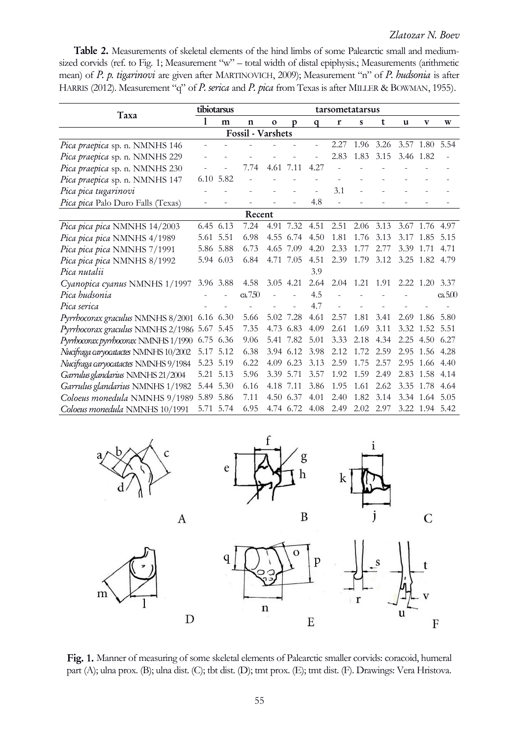**Table 2.** Measurements of skeletal elements of the hind limbs of some Palearctic small and medium-sized corvids (ref. to Fig. 1; Measurement "w" – total width of distal epiphysis.; Measurements (arithmetic mean) of *P. p. tigarinovi* are given after MARTINOVICH, 2009); Measurement "n" of *P. hudsonia* is after HARRIS (2012). Measurement "q" of *P. serica* and *P. pica* from Texas is after MILLER & BOWMAN, 1955).

| Taxa | tibiotarsus | | tarsometatarsus | | | | | | | | | |
|---|---|---|---|---|---|---|---|---|---|---|---|---|
| | l | m | n | o | p | q | r | s | t | u | v | w |
| **Fossil - Varshets** | | | | | | | | | | | | |
| *Pica praepica* sp. n. NMNHS 146 | - | - | - | - | - | - | 2.27 | 1.96 | 3.26 | 3.57 | 1.80 | 5.54 |
| *Pica praepica* sp. n. NMNHS 229 | - | - | - | - | - | - | 2.83 | 1.83 | 3.15 | 3.46 | 1.82 | - |
| *Pica praepica* sp. n. NMNHS 230 | - | - | 7.74 | 4.61 | 7.11 | 4.27 | - | - | - | - | - | - |
| *Pica praepica* sp. n. NMNHS 147 | 6.10 | 5.82 | - | | | | | | | | | |
| *Pica pica tugarinovi* | - | - | - | - | - | - | 3.1 | - | - | - | - | - |
| *Pica pica* Palo Duro Falls (Texas) | - | - | - | - | - | 4.8 | - | - | - | - | - | - |
| **Recent** | | | | | | | | | | | | |
| *Pica pica pica* NMNHS 14/2003 | 6.45 | 6.13 | 7.24 | 4.91 | 7.32 | 4.51 | 2.51 | 2.06 | 3.13 | 3.67 | 1.76 | 4.97 |
| *Pica pica pica* NMNHS 4/1989 | 5.61 | 5.51 | 6.98 | 4.55 | 6.74 | 4.50 | 1.81 | 1.76 | 3.13 | 3.17 | 1.85 | 5.15 |
| *Pica pica pica* NMNHS 7/1991 | 5.86 | 5.88 | 6.73 | 4.65 | 7.09 | 4.20 | 2.33 | 1.77 | 2.77 | 3.39 | 1.71 | 4.71 |
| *Pica pica pica* NMNHS 8/1992 | 5.94 | 6.03 | 6.84 | 4.71 | 7.05 | 4.51 | 2.39 | 1.79 | 3.12 | 3.25 | 1.82 | 4.79 |
| *Pica nutalii* | | | | | | 3.9 | | | | | | |
| *Cyanopica cyanus* NMNHS 1/1997 | 3.96 | 3.88 | 4.58 | 3.05 | 4.21 | 2.64 | 2.04 | 1.21 | 1.91 | 2.22 | 1.20 | 3.37 |
| *Pica hudsonia* | - | - | ca. 7.50 | - | - | 4.5 | - | - | - | - | | ca. 5.00 |
| *Pica serica* | - | - | - | - | - | 4.7 | - | - | - | - | - | - |
| *Pyrrhocorax graculus* NMNHS 8/2001 | 6.16 | 6.30 | 5.66 | 5.02 | 7.28 | 4.61 | 2.57 | 1.81 | 3.41 | 2.69 | 1.86 | 5.80 |
| *Pyrrhocorax graculus* NMNHS 2/1986 | 5.67 | 5.45 | 7.35 | 4.73 | 6.83 | 4.09 | 2.61 | 1.69 | 3.11 | 3.32 | 1.52 | 5.51 |
| *Pyrrhocorax pyrrhocorax* NMNHS 1/1990 | 6.75 | 6.36 | 9.06 | 5.41 | 7.82 | 5.01 | 3.33 | 2.18 | 4.34 | 2.25 | 4.50 | 6.27 |
| *Nucifraga caryocatactes* NMNHS 10/2002 | 5.17 | 5.12 | 6.38 | 3.94 | 6.12 | 3.98 | 2.12 | 1.72 | 2.59 | 2.95 | 1.56 | 4.28 |
| *Nucifraga caryocatactes* NMNHS 9/1984 | 5.23 | 5.19 | 6.22 | 4.09 | 6.23 | 3.13 | 2.59 | 1.75 | 2.57 | 2.95 | 1.66 | 4.40 |
| *Garrulus glandarius* NMNHS 21/2004 | 5.21 | 5.13 | 5.96 | 3.39 | 5.71 | 3.57 | 1.92 | 1.59 | 2.49 | 2.83 | 1.58 | 4.14 |
| *Garrulus glandarius* NMNHS 1/1982 | 5.44 | 5.30 | 6.16 | 4.18 | 7.11 | 3.86 | 1.95 | 1.61 | 2.62 | 3.35 | 1.78 | 4.64 |
| *Coloeus monedula* NMNHS 9/1989 | 5.89 | 5.86 | 7.11 | 4.50 | 6.37 | 4.01 | 2.40 | 1.82 | 3.14 | 3.34 | 1.64 | 5.05 |
| *Coloeus monedula* NMNHS 10/1991 | 5.71 | 5.74 | 6.95 | 4.74 | 6.72 | 4.08 | 2.49 | 2.02 | 2.97 | 3.22 | 1.94 | 5.42 |

**Fig. 1.** Manner of measuring of some skeletal elements of Palearctic smaller corvids: coracoid, humeral part (A); ulna prox. (B); ulna dist. (C); tbt dist. (D); tmt prox. (E); tmt dist. (F). Drawings: Vera Hristova.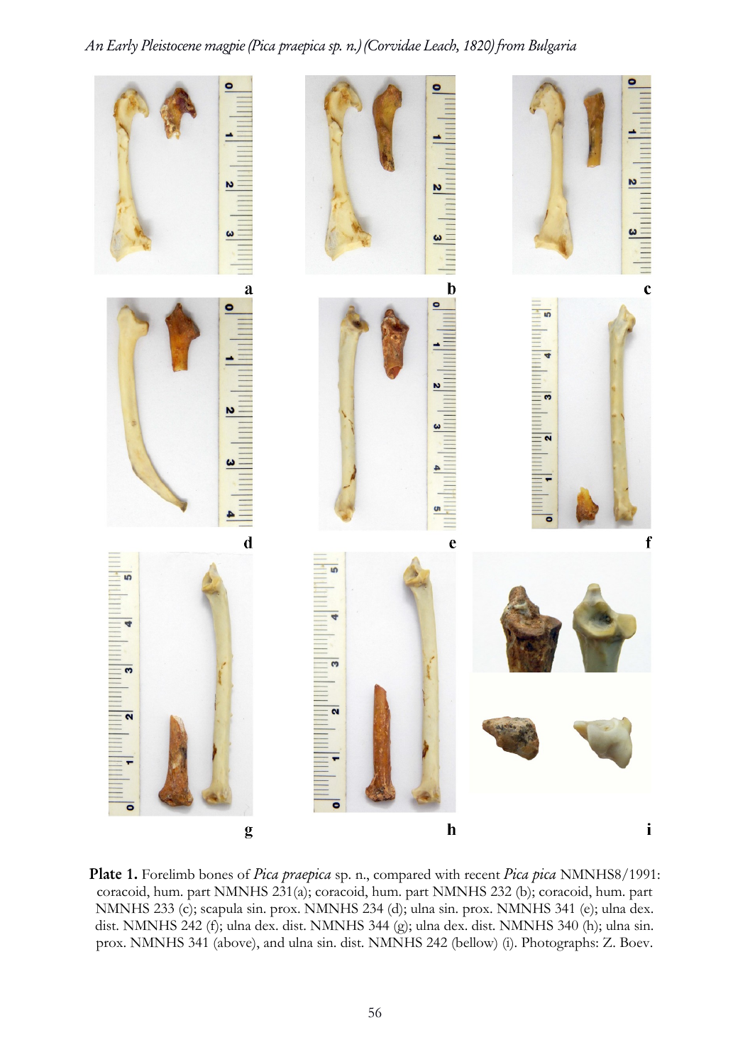**Plate 1.** Forelimb bones of *Pica praepica* sp. n., compared with recent *Pica pica* NMNHS8/1991: coracoid, hum. part NMNHS 231(a); coracoid, hum. part NMNHS 232 (b); coracoid, hum. part NMNHS 233 (c); scapula sin. prox. NMNHS 234 (d); ulna sin. prox. NMNHS 341 (e); ulna dex. dist. NMNHS 242 (f); ulna dex. dist. NMNHS 344 (g); ulna dex. dist. NMNHS 340 (h); ulna sin. prox. NMNHS 341 (above), and ulna sin. dist. NMNHS 242 (bellow) (i). Photographs: Z. Boev.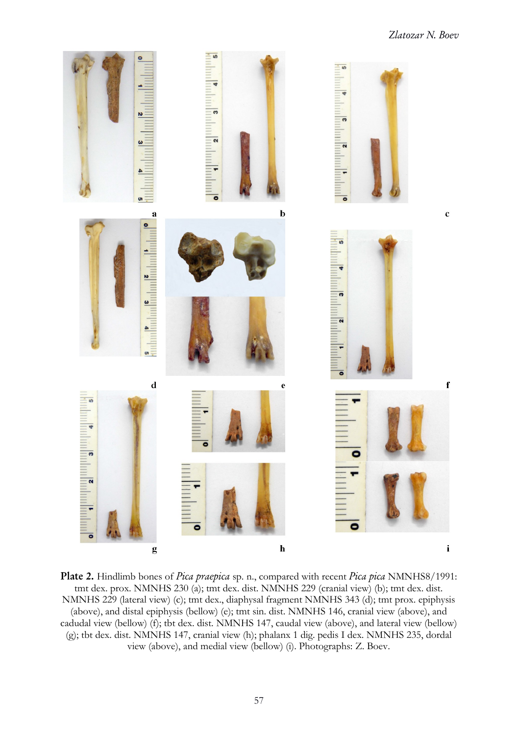**Plate 2.** Hindlimb bones of *Pica praepica* sp. n., compared with recent *Pica pica* NMNHS8/1991: tmt dex. prox. NMNHS 230 (a); tmt dex. dist. NMNHS 229 (cranial view) (b); tmt dex. dist. NMNHS 229 (lateral view) (c); tmt dex., diaphysal fragment NMNHS 343 (d); tmt prox. epiphysis (above), and distal epiphysis (bellow) (e); tmt sin. dist. NMNHS 146, cranial view (above), and cadudal view (bellow) (f); tbt dex. dist. NMNHS 147, caudal view (above), and lateral view (bellow) (g); tbt dex. dist. NMNHS 147, cranial view (h); phalanx 1 dig. pedis I dex. NMNHS 235, dordal view (above), and medial view (bellow) (i). Photographs: Z. Boev.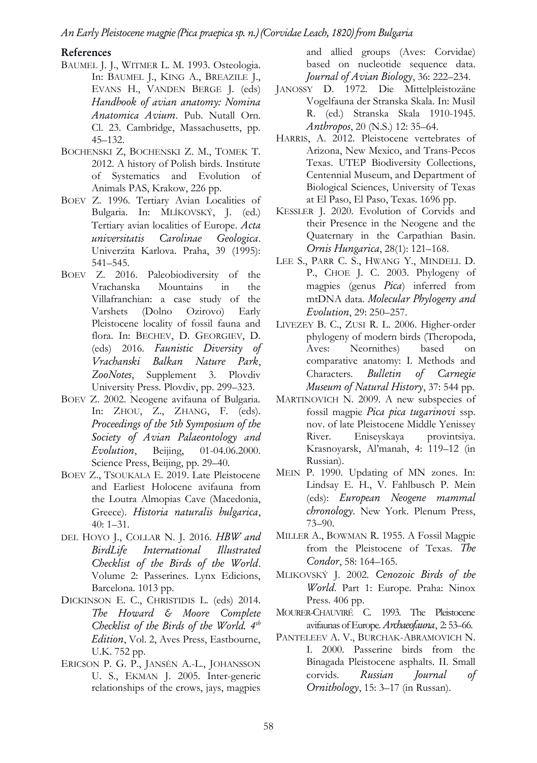## References

BAUMEL J. J., WITMER L. M. 1993. Osteologia. In: BAUMEL J., KING A., BREAZILE J., EVANS H., VANDEN BERGE J. (eds) *Handbook of avian anatomy: Nomina Anatomica Avium*. Pub. Nutall Orn. Cl. 23. Cambridge, Massachusetts, pp. 45–132.

BOCHENSKI Z, BOCHENSKI Z. M., TOMEK T. 2012. A history of Polish birds. Institute of Systematics and Evolution of Animals PAS, Krakow, 226 pp.

BOEV Z. 1996. Tertiary Avian Localities of Bulgaria. In: MLÍKOVSKÝ, J. (ed.) Tertiary avian localities of Europe. *Acta universitatis Carolinae Geologica*. Univerzita Karlova. Praha, 39 (1995): 541–545.

BOEV Z. 2016. Paleobiodiversity of the Vrachanska Mountains in the Villafranchian: a case study of the Varshets (Dolno Ozirovo) Early Pleistocene locality of fossil fauna and flora. In: BECHEV, D. GEORGIEV, D. (eds) 2016. *Faunistic Diversity of Vrachanski Balkan Nature Park*, *ZooNotes*, Supplement 3. Plovdiv University Press. Plovdiv, pp. 299–323.

BOEV Z. 2002. Neogene avifauna of Bulgaria. In: ZHOU, Z., ZHANG, F. (eds). *Proceedings of the 5th Symposium of the Society of Avian Palaeontology and Evolution*, Beijing, 01-04.06.2000. Science Press, Beijing, pp. 29–40.

BOEV Z., TSOUKALA E. 2019. Late Pleistocene and Earliest Holocene avifauna from the Loutra Almopias Cave (Macedonia, Greece). *Historia naturalis bulgarica*, 40: 1–31.

DEL HOYO J., COLLAR N. J. 2016. *HBW and BirdLife International Illustrated Checklist of the Birds of the World*. Volume 2: Passerines. Lynx Edicions, Barcelona. 1013 pp.

DICKINSON E. C., CHRISTIDIS L. (eds) 2014. *The Howard & Moore Complete Checklist of the Birds of the World. 4th Edition*, Vol. 2, Aves Press, Eastbourne, U.K. 752 pp.

ERICSON P. G. P., JANSÉN A.-L., JOHANSSON U. S., EKMAN J. 2005. Inter-generic relationships of the crows, jays, magpies and allied groups (Aves: Corvidae) based on nucleotide sequence data. *Journal of Avian Biology*, 36: 222–234.

JANOSSY D. 1972. Die Mittelpleistozäne Vogelfauna der Stranska Skala. In: Musil R. (ed.) Stranska Skala 1910-1945. *Anthropos*, 20 (N.S.) 12: 35–64.

HARRIS, A. 2012. Pleistocene vertebrates of Arizona, New Mexico, and Trans-Pecos Texas. UTEP Biodiversity Collections, Centennial Museum, and Department of Biological Sciences, University of Texas at El Paso, El Paso, Texas. 1696 pp.

KESSLER J. 2020. Evolution of Corvids and their Presence in the Neogene and the Quaternary in the Carpathian Basin. *Ornis Hungarica*, 28(1): 121–168.

LEE S., PARR C. S., HWANG Y., MINDELL D. P., CHOE J. C. 2003. Phylogeny of magpies (genus *Pica*) inferred from mtDNA data. *Molecular Phylogeny and Evolution*, 29: 250–257.

LIVEZEY B. C., ZUSI R. L. 2006. Higher-order phylogeny of modern birds (Theropoda, Aves: Neornithes) based on comparative anatomy: I. Methods and Characters. *Bulletin of Carnegie Museum of Natural History*, 37: 544 pp.

MARTINOVICH N. 2009. A new subspecies of fossil magpie *Pica pica tugarinovi* ssp. nov. of late Pleistocene Middle Yenissey River. Eniseyskaya provintsiya. Krasnoyarsk, Al'manah, 4: 119–12 (in Russian).

MEIN P. 1990. Updating of MN zones. In: Lindsay E. H., V. Fahlbusch P. Mein (eds): *European Neogene mammal chronology*. New York. Plenum Press, 73–90.

MILLER A., BOWMAN R. 1955. A Fossil Magpie from the Pleistocene of Texas. *The Condor*, 58: 164–165.

MLIKOVSKÝ J. 2002. *Cenozoic Birds of the World*. Part 1: Europe. Praha: Ninox Press. 406 pp.

MOURER-CHAUVIRÉ C. 1993. The Pleistocene avifaunas of Europe. *Archaeofauna*, 2: 53–66.

PANTELEEV A. V., BURCHAK-ABRAMOVICH N. I. 2000. Passerine birds from the Binagada Pleistocene asphalts. II. Small corvids. *Russian Journal of Ornithology*, 15: 3–17 (in Russan).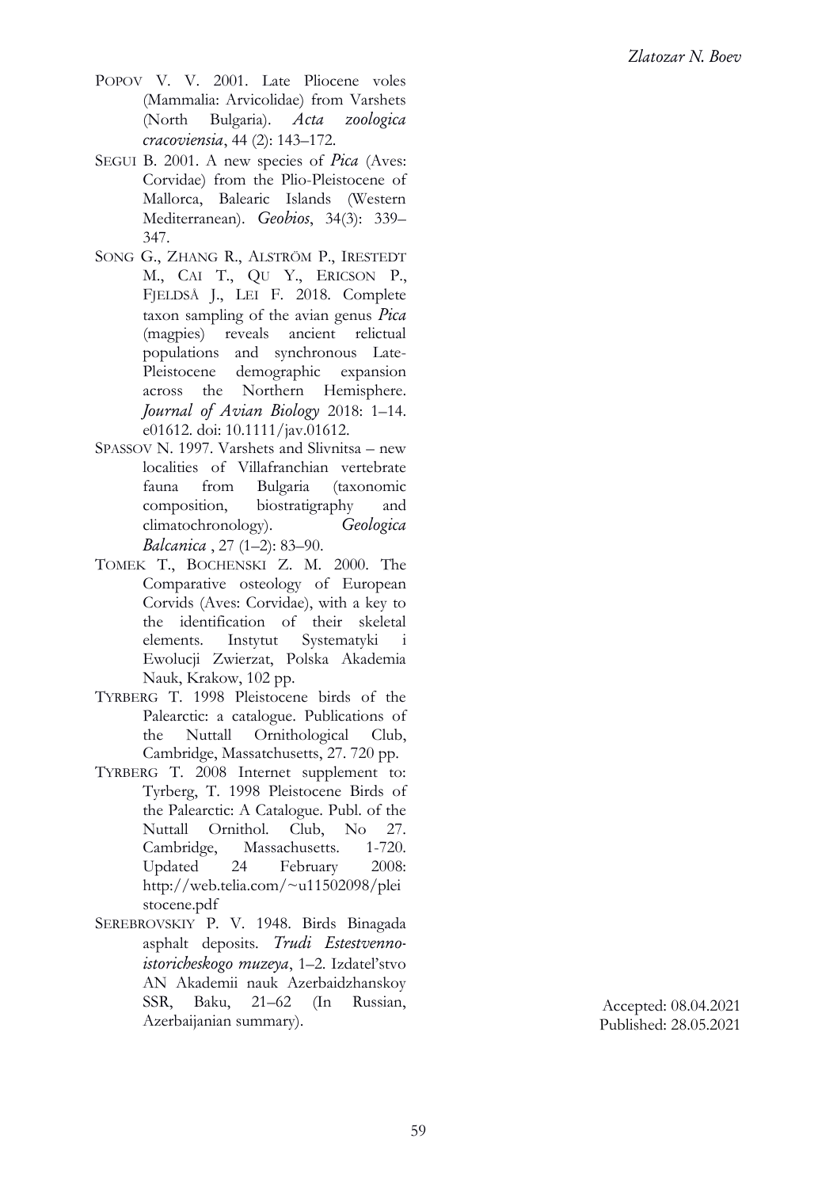POPOV V. V. 2001. Late Pliocene voles (Mammalia: Arvicolidae) from Varshets (North Bulgaria). *Acta zoologica cracoviensia*, 44 (2): 143–172.

SEGUI B. 2001. A new species of *Pica* (Aves: Corvidae) from the Plio-Pleistocene of Mallorca, Balearic Islands (Western Mediterranean). *Geobios*, 34(3): 339–347.

SONG G., ZHANG R., ALSTRÖM P., IRESTEDT M., CAI T., QU Y., ERICSON P., FJELDSÅ J., LEI F. 2018. Complete taxon sampling of the avian genus *Pica* (magpies) reveals ancient relictual populations and synchronous Late-Pleistocene demographic expansion across the Northern Hemisphere. *Journal of Avian Biology* 2018: 1–14. e01612. doi: 10.1111/jav.01612.

SPASSOV N. 1997. Varshets and Slivnitsa – new localities of Villafranchian vertebrate fauna from Bulgaria (taxonomic composition, biostratigraphy and climatochronology). *Geologica Balcanica* , 27 (1–2): 83–90.

TOMEK T., BOCHENSKI Z. M. 2000. The Comparative osteology of European Corvids (Aves: Corvidae), with a key to the identification of their skeletal elements. Instytut Systematyki i Ewolucji Zwierzat, Polska Akademia Nauk, Krakow, 102 pp.

TYRBERG T. 1998 Pleistocene birds of the Palearctic: a catalogue. Publications of the Nuttall Ornithological Club, Cambridge, Massatchusetts, 27. 720 pp.

TYRBERG T. 2008 Internet supplement to: Tyrberg, T. 1998 Pleistocene Birds of the Palearctic: A Catalogue. Publ. of the Nuttall Ornithol. Club, No 27. Cambridge, Massachusetts. 1-720. Updated 24 February 2008: http://web.telia.com/~u11502098/pleistocene.pdf

SEREBROVSKIY P. V. 1948. Birds Binagada asphalt deposits. *Trudi Estestvenno-istoricheskogo muzeya*, 1–2. Izdatel'stvo AN Akademii nauk Azerbaidzhanskoy SSR, Baku, 21–62 (In Russian, Azerbaijanian summary).

Accepted: 08.04.2021
Published: 28.05.2021